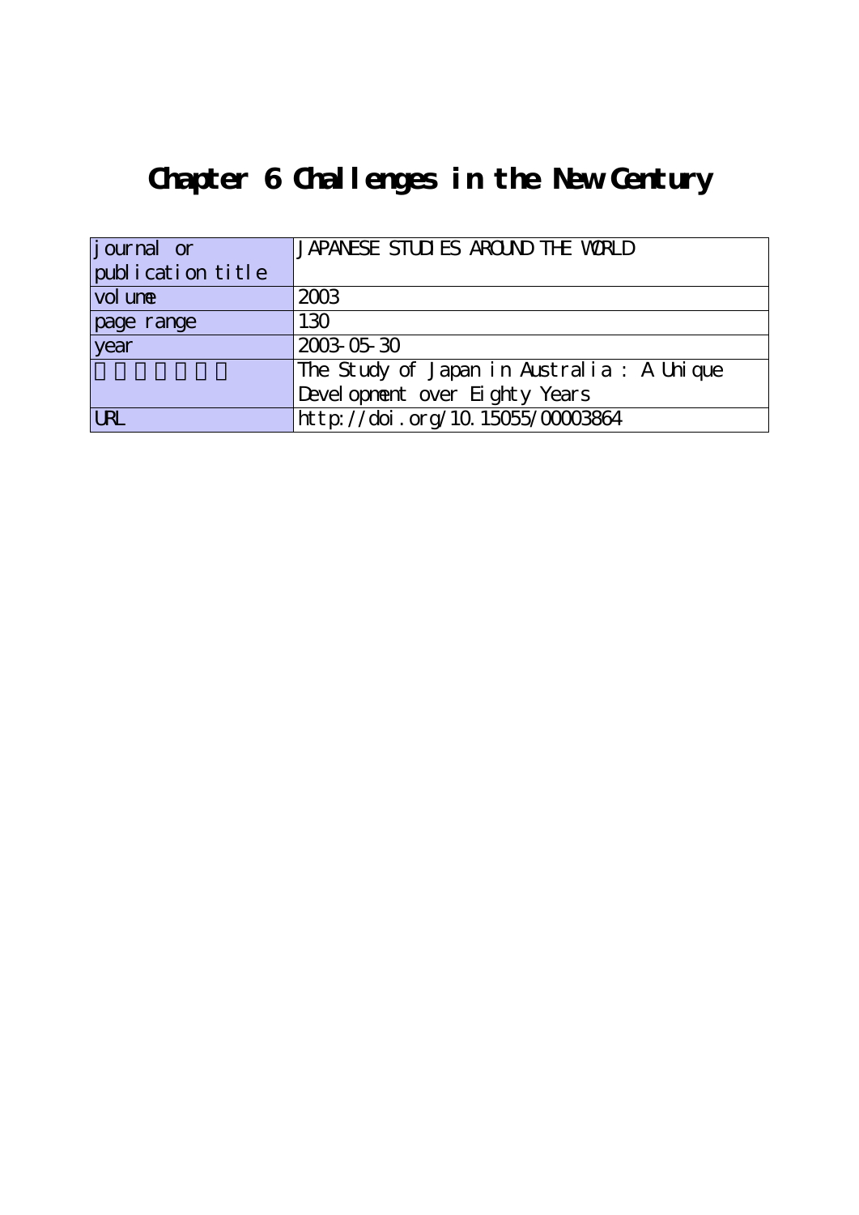# Chapter 6 Challenges in the New Century

| journal or publication title | JAPANESE STUDIES AROUND THE WORLD |
|---|---|
| volume | 2003 |
| page range | 130 |
| year | 2003-05-30 |
| | The Study of Japan in Australia : A Unique Development over Eighty Years |
| URL | http://doi.org/10.15055/00003864 |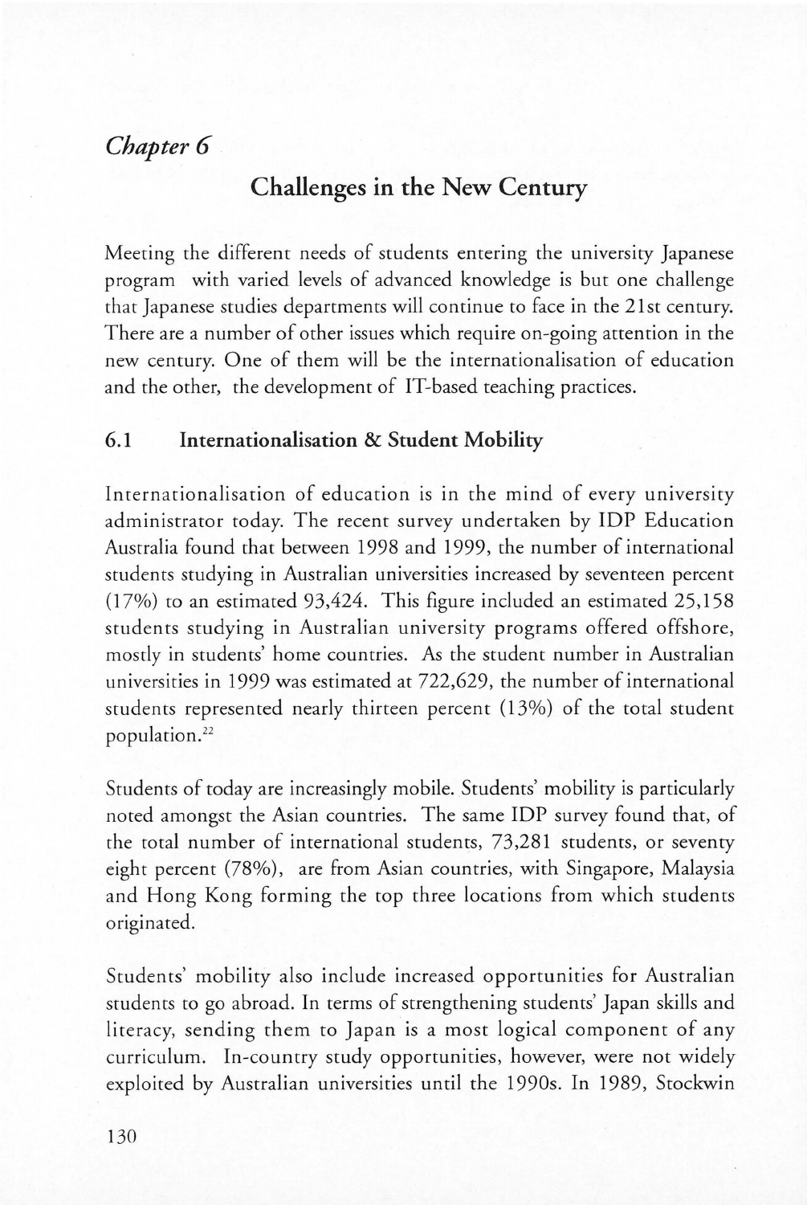# *Chapter 6*

## Challenges in the New Century

Meeting the different needs of students entering the university Japanese program with varied levels of advanced knowledge is but one challenge that Japanese studies departments will continue to face in the 21st century. There are a number of other issues which require on-going attention in the new century. One of them will be the internationalisation of education and the other, the development of IT-based teaching practices.

### 6.1 Internationalisation & Student Mobility

Internationalisation of education is in the mind of every university administrator today. The recent survey undertaken by IDP Education Australia found that between 1998 and 1999, the number of international students studying in Australian universities increased by seventeen percent (17%) to an estimated 93,424. This figure included an estimated 25,158 students studying in Australian university programs offered offshore, mostly in students' home countries. As the student number in Australian universities in 1999 was estimated at 722,629, the number of international students represented nearly thirteen percent (13%) of the total student population.[22]

Students of today are increasingly mobile. Students' mobility is particularly noted amongst the Asian countries. The same IDP survey found that, of the total number of international students, 73,281 students, or seventy eight percent (78%), are from Asian countries, with Singapore, Malaysia and Hong Kong forming the top three locations from which students originated.

Students' mobility also include increased opportunities for Australian students to go abroad. In terms of strengthening students' Japan skills and literacy, sending them to Japan is a most logical component of any curriculum. In-country study opportunities, however, were not widely exploited by Australian universities until the 1990s. In 1989, Stockwin